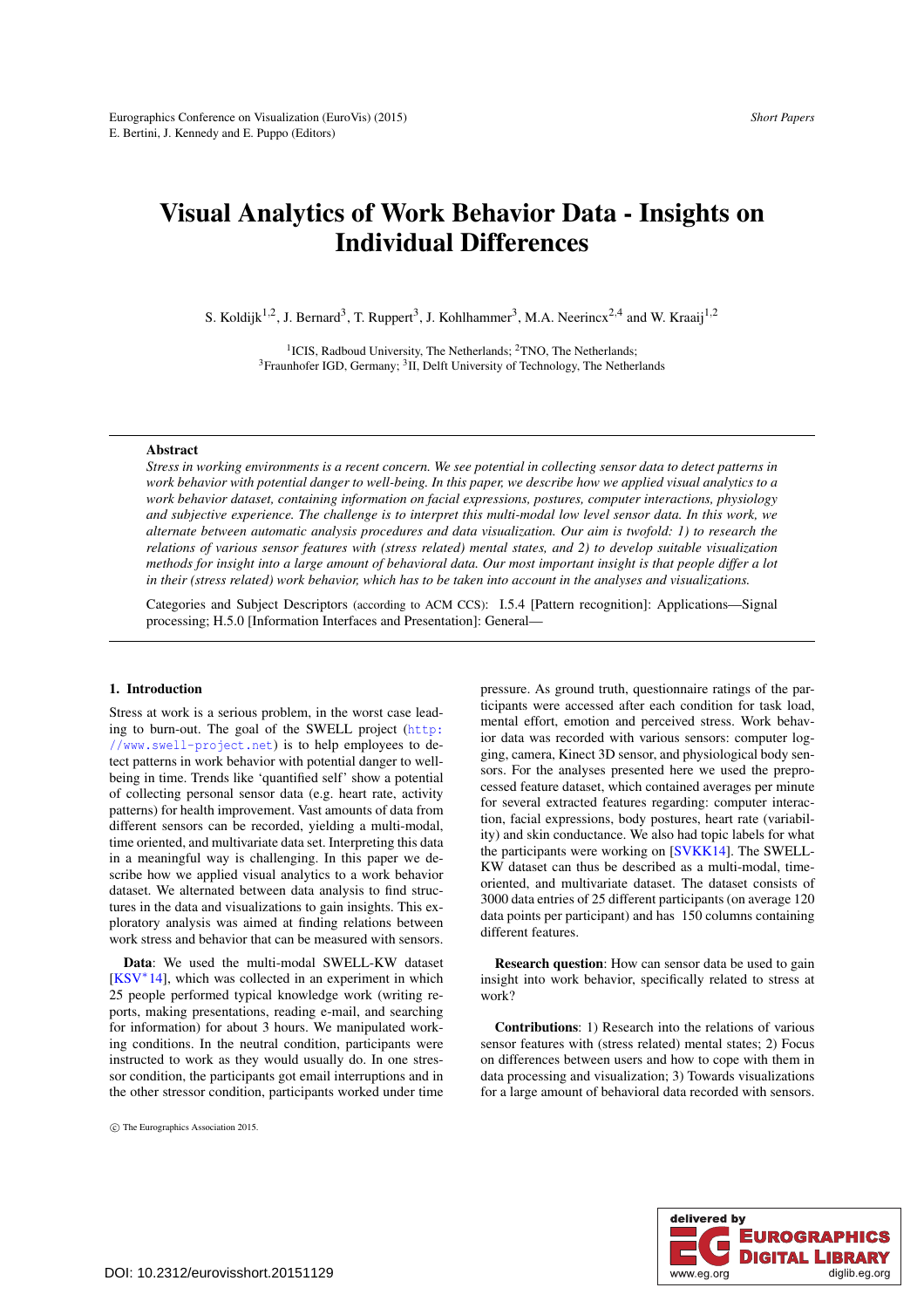# Visual Analytics of Work Behavior Data - Insights on Individual Differences

S. Koldijk[1,2], J. Bernard[3], T. Ruppert[3], J. Kohlhammer[3], M.A. Neerincx[2,4] and W. Kraaij[1,2]

[1]ICIS, Radboud University, The Netherlands; [2]TNO, The Netherlands;
[3]Fraunhofer IGD, Germany; [3]II, Delft University of Technology, The Netherlands

---

**Abstract**

*Stress in working environments is a recent concern. We see potential in collecting sensor data to detect patterns in work behavior with potential danger to well-being. In this paper, we describe how we applied visual analytics to a work behavior dataset, containing information on facial expressions, postures, computer interactions, physiology and subjective experience. The challenge is to interpret this multi-modal low level sensor data. In this work, we alternate between automatic analysis procedures and data visualization. Our aim is twofold: 1) to research the relations of various sensor features with (stress related) mental states, and 2) to develop suitable visualization methods for insight into a large amount of behavioral data. Our most important insight is that people differ a lot in their (stress related) work behavior, which has to be taken into account in the analyses and visualizations.*

Categories and Subject Descriptors (according to ACM CCS): I.5.4 [Pattern recognition]: Applications—Signal processing; H.5.0 [Information Interfaces and Presentation]: General—

---

## 1. Introduction

Stress at work is a serious problem, in the worst case leading to burn-out. The goal of the SWELL project (http://www.swell-project.net) is to help employees to detect patterns in work behavior with potential danger to well-being in time. Trends like 'quantified self' show a potential of collecting personal sensor data (e.g. heart rate, activity patterns) for health improvement. Vast amounts of data from different sensors can be recorded, yielding a multi-modal, time oriented, and multivariate data set. Interpreting this data in a meaningful way is challenging. In this paper we describe how we applied visual analytics to a work behavior dataset. We alternated between data analysis to find structures in the data and visualizations to gain insights. This exploratory analysis was aimed at finding relations between work stress and behavior that can be measured with sensors.

**Data**: We used the multi-modal SWELL-KW dataset [KSV*14], which was collected in an experiment in which 25 people performed typical knowledge work (writing reports, making presentations, reading e-mail, and searching for information) for about 3 hours. We manipulated working conditions. In the neutral condition, participants were instructed to work as they would usually do. In one stressor condition, the participants got email interruptions and in the other stressor condition, participants worked under time pressure. As ground truth, questionnaire ratings of the participants were accessed after each condition for task load, mental effort, emotion and perceived stress. Work behavior data was recorded with various sensors: computer logging, camera, Kinect 3D sensor, and physiological body sensors. For the analyses presented here we used the preprocessed feature dataset, which contained averages per minute for several extracted features regarding: computer interaction, facial expressions, body postures, heart rate (variability) and skin conductance. We also had topic labels for what the participants were working on [SVKK14]. The SWELL-KW dataset can thus be described as a multi-modal, time-oriented, and multivariate dataset. The dataset consists of 3000 data entries of 25 different participants (on average 120 data points per participant) and has 150 columns containing different features.

**Research question**: How can sensor data be used to gain insight into work behavior, specifically related to stress at work?

**Contributions**: 1) Research into the relations of various sensor features with (stress related) mental states; 2) Focus on differences between users and how to cope with them in data processing and visualization; 3) Towards visualizations for a large amount of behavioral data recorded with sensors.

© The Eurographics Association 2015.

DOI: 10.2312/eurovisshort.20151129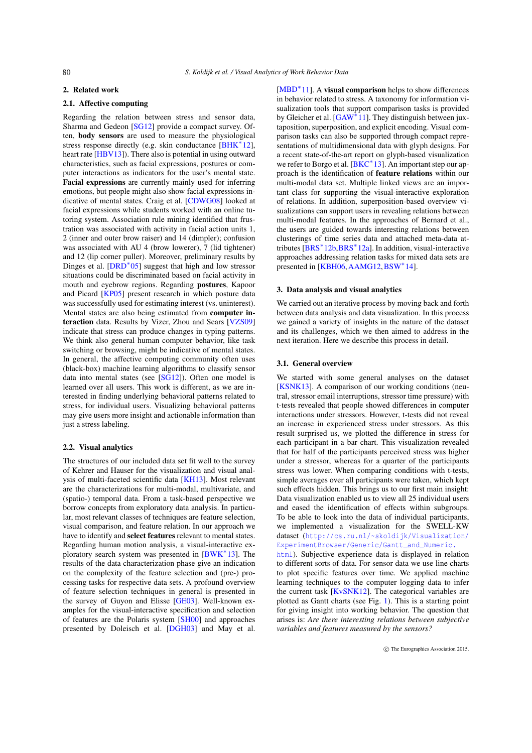## 2. Related work

### 2.1. Affective computing

Regarding the relation between stress and sensor data, Sharma and Gedeon [SG12] provide a compact survey. Often, **body sensors** are used to measure the physiological stress response directly (e.g. skin conductance [BHK*12], heart rate [HBV13]). There also is potential in using outward characteristics, such as facial expressions, postures or computer interactions as indicators for the user's mental state. **Facial expressions** are currently mainly used for inferring emotions, but people might also show facial expressions indicative of mental states. Craig et al. [CDWG08] looked at facial expressions while students worked with an online tutoring system. Association rule mining identified that frustration was associated with activity in facial action units 1, 2 (inner and outer brow raiser) and 14 (dimpler); confusion was associated with AU 4 (brow lowerer), 7 (lid tightener) and 12 (lip corner puller). Moreover, preliminary results by Dinges et al. [DRD*05] suggest that high and low stressor situations could be discriminated based on facial activity in mouth and eyebrow regions. Regarding **postures**, Kapoor and Picard [KP05] present research in which posture data was successfully used for estimating interest (vs. uninterest). Mental states are also being estimated from **computer interaction** data. Results by Vizer, Zhou and Sears [VZS09] indicate that stress can produce changes in typing patterns. We think also general human computer behavior, like task switching or browsing, might be indicative of mental states. In general, the affective computing community often uses (black-box) machine learning algorithms to classify sensor data into mental states (see [SG12]). Often one model is learned over all users. This work is different, as we are interested in finding underlying behavioral patterns related to stress, for individual users. Visualizing behavioral patterns may give users more insight and actionable information than just a stress labeling.

### 2.2. Visual analytics

The structures of our included data set fit well to the survey of Kehrer and Hauser for the visualization and visual analysis of multi-faceted scientific data [KH13]. Most relevant are the characterizations for multi-modal, multivariate, and (spatio-) temporal data. From a task-based perspective we borrow concepts from exploratory data analysis. In particular, most relevant classes of techniques are feature selection, visual comparison, and feature relation. In our approach we have to identify and **select features** relevant to mental states. Regarding human motion analysis, a visual-interactive exploratory search system was presented in [BWK*13]. The results of the data characterization phase give an indication on the complexity of the feature selection and (pre-) processing tasks for respective data sets. A profound overview of feature selection techniques in general is presented in the survey of Guyon and Elisse [GE03]. Well-known examples for the visual-interactive specification and selection of features are the Polaris system [SH00] and approaches presented by Doleisch et al. [DGH03] and May et al. [MBD*11]. A **visual comparison** helps to show differences in behavior related to stress. A taxonomy for information visualization tools that support comparison tasks is provided by Gleicher et al. [GAW*11]. They distinguish between juxtaposition, superposition, and explicit encoding. Visual comparison tasks can also be supported through compact representations of multidimensional data with glyph designs. For a recent state-of-the-art report on glyph-based visualization we refer to Borgo et al. [BKC*13]. An important step our approach is the identification of **feature relations** within our multi-modal data set. Multiple linked views are an important class for supporting the visual-interactive exploration of relations. In addition, superposition-based overview visualizations can support users in revealing relations between multi-modal features. In the approaches of Bernard et al., the users are guided towards interesting relations between clusterings of time series data and attached meta-data attributes [BRS*12b, BRS*12a]. In addition, visual-interactive approaches addressing relation tasks for mixed data sets are presented in [KBH06, AAMG12, BSW*14].

## 3. Data analysis and visual analytics

We carried out an iterative process by moving back and forth between data analysis and data visualization. In this process we gained a variety of insights in the nature of the dataset and its challenges, which we then aimed to address in the next iteration. Here we describe this process in detail.

### 3.1. General overview

We started with some general analyses on the dataset [KSNK13]. A comparison of our working conditions (neutral, stressor email interruptions, stressor time pressure) with t-tests revealed that people showed differences in computer interactions under stressors. However, t-tests did not reveal an increase in experienced stress under stressors. As this result surprised us, we plotted the difference in stress for each participant in a bar chart. This visualization revealed that for half of the participants perceived stress was higher under a stressor, whereas for a quarter of the participants stress was lower. When comparing conditions with t-tests, simple averages over all participants were taken, which kept such effects hidden. This brings us to our first main insight: Data visualization enabled us to view all 25 individual users and eased the identification of effects within subgroups. To be able to look into the data of individual participants, we implemented a visualization for the SWELL-KW dataset (http://cs.ru.nl/~skoldijk/Visualization/ExperimentBrowser/Generic/Gantt_and_Numeric.html). Subjective experience data is displayed in relation to different sorts of data. For sensor data we use line charts to plot specific features over time. We applied machine learning techniques to the computer logging data to infer the current task [KvSNK12]. The categorical variables are plotted as Gantt charts (see Fig. 1). This is a starting point for giving insight into working behavior. The question that arises is: *Are there interesting relations between subjective variables and features measured by the sensors?*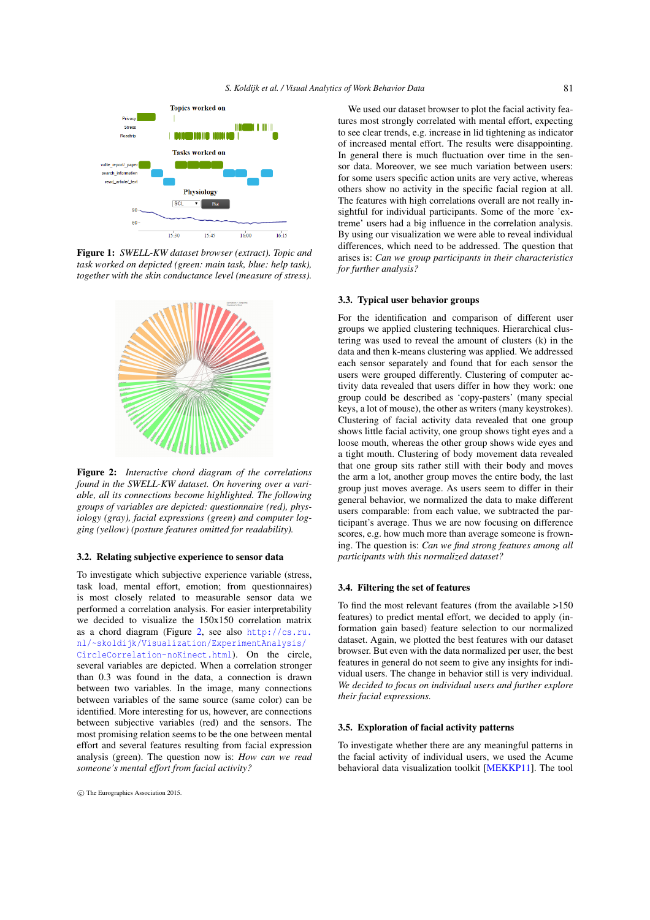**Figure 1:** *SWELL-KW dataset browser (extract). Topic and task worked on depicted (green: main task, blue: help task), together with the skin conductance level (measure of stress).*

**Figure 2:** *Interactive chord diagram of the correlations found in the SWELL-KW dataset. On hovering over a variable, all its connections become highlighted. The following groups of variables are depicted: questionnaire (red), physiology (gray), facial expressions (green) and computer logging (yellow) (posture features omitted for readability).*

### 3.2. Relating subjective experience to sensor data

To investigate which subjective experience variable (stress, task load, mental effort, emotion; from questionnaires) is most closely related to measurable sensor data we performed a correlation analysis. For easier interpretability we decided to visualize the 150x150 correlation matrix as a chord diagram (Figure 2, see also http://cs.ru.nl/~skoldijk/Visualization/ExperimentAnalysis/CircleCorrelation-noKinect.html). On the circle, several variables are depicted. When a correlation stronger than 0.3 was found in the data, a connection is drawn between two variables. In the image, many connections between variables of the same source (same color) can be identified. More interesting for us, however, are connections between subjective variables (red) and the sensors. The most promising relation seems to be the one between mental effort and several features resulting from facial expression analysis (green). The question now is: *How can we read someone's mental effort from facial activity?*

We used our dataset browser to plot the facial activity features most strongly correlated with mental effort, expecting to see clear trends, e.g. increase in lid tightening as indicator of increased mental effort. The results were disappointing. In general there is much fluctuation over time in the sensor data. Moreover, we see much variation between users: for some users specific action units are very active, whereas others show no activity in the specific facial region at all. The features with high correlations overall are not really insightful for individual participants. Some of the more 'extreme' users had a big influence in the correlation analysis. By using our visualization we were able to reveal individual differences, which need to be addressed. The question that arises is: *Can we group participants in their characteristics for further analysis?*

### 3.3. Typical user behavior groups

For the identification and comparison of different user groups we applied clustering techniques. Hierarchical clustering was used to reveal the amount of clusters (k) in the data and then k-means clustering was applied. We addressed each sensor separately and found that for each sensor the users were grouped differently. Clustering of computer activity data revealed that users differ in how they work: one group could be described as 'copy-pasters' (many special keys, a lot of mouse), the other as writers (many keystrokes). Clustering of facial activity data revealed that one group shows little facial activity, one group shows tight eyes and a loose mouth, whereas the other group shows wide eyes and a tight mouth. Clustering of body movement data revealed that one group sits rather still with their body and moves the arm a lot, another group moves the entire body, the last group just moves average. As users seem to differ in their general behavior, we normalized the data to make different users comparable: from each value, we subtracted the participant's average. Thus we are now focusing on difference scores, e.g. how much more than average someone is frowning. The question is: *Can we find strong features among all participants with this normalized dataset?*

### 3.4. Filtering the set of features

To find the most relevant features (from the available >150 features) to predict mental effort, we decided to apply (information gain based) feature selection to our normalized dataset. Again, we plotted the best features with our dataset browser. But even with the data normalized per user, the best features in general do not seem to give any insights for individual users. The change in behavior still is very individual. *We decided to focus on individual users and further explore their facial expressions.*

### 3.5. Exploration of facial activity patterns

To investigate whether there are any meaningful patterns in the facial activity of individual users, we used the Acume behavioral data visualization toolkit [MEKKP11]. The tool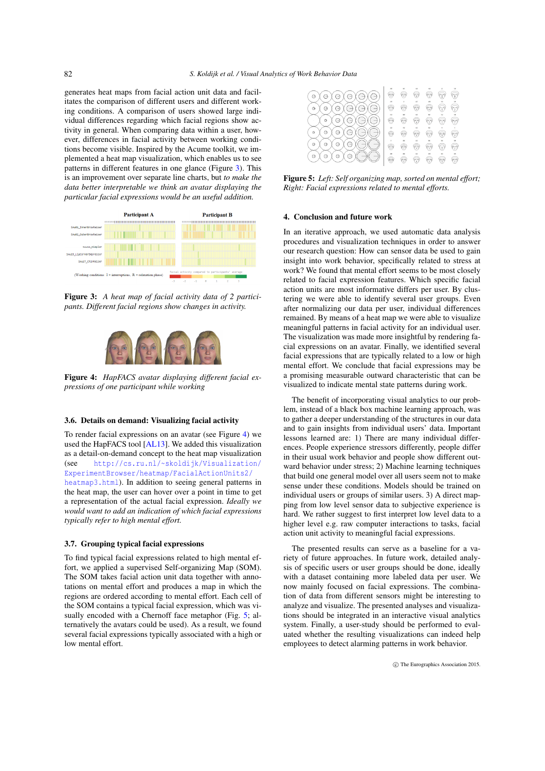generates heat maps from facial action unit data and facilitates the comparison of different users and different working conditions. A comparison of users showed large individual differences regarding which facial regions show activity in general. When comparing data within a user, however, differences in facial activity between working conditions become visible. Inspired by the Acume toolkit, we implemented a heat map visualization, which enables us to see patterns in different features in one glance (Figure 3). This is an improvement over separate line charts, but *to make the data better interpretable we think an avatar displaying the particular facial expressions would be an useful addition.*

**Figure 3:** *A heat map of facial activity data of 2 participants. Different facial regions show changes in activity.*

**Figure 4:** *HapFACS avatar displaying different facial expressions of one participant while working*

### 3.6. Details on demand: Visualizing facial activity

To render facial expressions on an avatar (see Figure 4) we used the HapFACS tool [AL13]. We added this visualization as a detail-on-demand concept to the heat map visualization (see http://cs.ru.nl/~skoldijk/Visualization/ExperimentBrowser/heatmap/FacialActionUnits2/heatmap3.html). In addition to seeing general patterns in the heat map, the user can hover over a point in time to get a representation of the actual facial expression. *Ideally we would want to add an indication of which facial expressions typically refer to high mental effort.*

### 3.7. Grouping typical facial expressions

To find typical facial expressions related to high mental effort, we applied a supervised Self-organizing Map (SOM). The SOM takes facial action unit data together with annotations on mental effort and produces a map in which the regions are ordered according to mental effort. Each cell of the SOM contains a typical facial expression, which was visually encoded with a Chernoff face metaphor (Fig. 5; alternatively the avatars could be used). As a result, we found several facial expressions typically associated with a high or low mental effort.

**Figure 5:** *Left: Self organizing map, sorted on mental effort; Right: Facial expressions related to mental efforts.*

## 4. Conclusion and future work

In an iterative approach, we used automatic data analysis procedures and visualization techniques in order to answer our research question: How can sensor data be used to gain insight into work behavior, specifically related to stress at work? We found that mental effort seems to be most closely related to facial expression features. Which specific facial action units are most informative differs per user. By clustering we were able to identify several user groups. Even after normalizing our data per user, individual differences remained. By means of a heat map we were able to visualize meaningful patterns in facial activity for an individual user. The visualization was made more insightful by rendering facial expressions on an avatar. Finally, we identified several facial expressions that are typically related to a low or high mental effort. We conclude that facial expressions may be a promising measurable outward characteristic that can be visualized to indicate mental state patterns during work.

The benefit of incorporating visual analytics to our problem, instead of a black box machine learning approach, was to gather a deeper understanding of the structures in our data and to gain insights from individual users' data. Important lessons learned are: 1) There are many individual differences. People experience stressors differently, people differ in their usual work behavior and people show different outward behavior under stress; 2) Machine learning techniques that build one general model over all users seem not to make sense under these conditions. Models should be trained on individual users or groups of similar users. 3) A direct mapping from low level sensor data to subjective experience is hard. We rather suggest to first interpret low level data to a higher level e.g. raw computer interactions to tasks, facial action unit activity to meaningful facial expressions.

The presented results can serve as a baseline for a variety of future approaches. In future work, detailed analysis of specific users or user groups should be done, ideally with a dataset containing more labeled data per user. We now mainly focused on facial expressions. The combination of data from different sensors might be interesting to analyze and visualize. The presented analyses and visualizations should be integrated in an interactive visual analytics system. Finally, a user-study should be performed to evaluated whether the resulting visualizations can indeed help employees to detect alarming patterns in work behavior.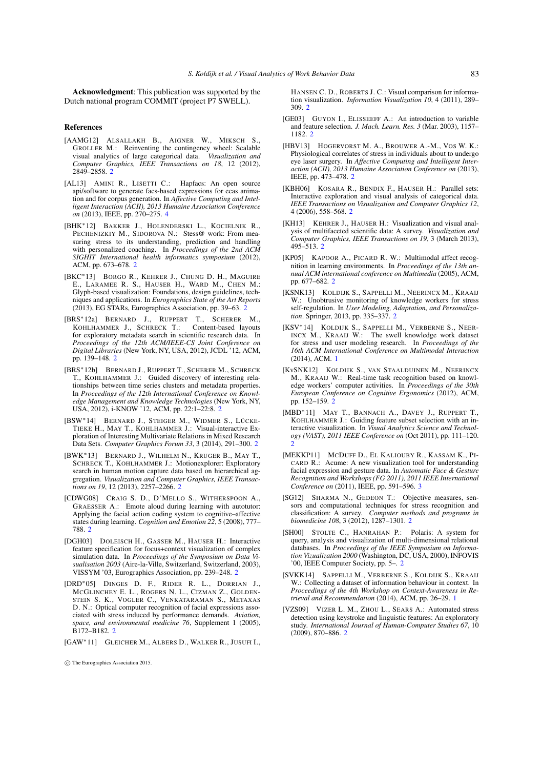**Acknowledgment**: This publication was supported by the Dutch national program COMMIT (project P7 SWELL).

## References

[AAMG12] ALSALLAKH B., AIGNER W., MIKSCH S., GROLLER M.: Reinventing the contingency wheel: Scalable visual analytics of large categorical data. *Visualization and Computer Graphics, IEEE Transactions on 18*, 12 (2012), 2849–2858. 2

[AL13] AMINI R., LISETTI C.: Hapfacs: An open source api/software to generate facs-based expressions for ecas animation and for corpus generation. In *Affective Computing and Intelligent Interaction (ACII), 2013 Humaine Association Conference on* (2013), IEEE, pp. 270–275. 4

[BHK*12] BAKKER J., HOLENDERSKI L., KOCIELNIK R., PECHENIZKIY M., SIDOROVA N.: Stess@ work: From measuring stress to its understanding, prediction and handling with personalized coaching. In *Proceedings of the 2nd ACM SIGHIT International health informatics symposium* (2012), ACM, pp. 673–678. 2

[BKC*13] BORGO R., KEHRER J., CHUNG D. H., MAGUIRE E., LARAMEE R. S., HAUSER H., WARD M., CHEN M.: Glyph-based visualization: Foundations, design guidelines, techniques and applications. In *Eurographics State of the Art Reports* (2013), EG STARs, Eurographics Association, pp. 39–63. 2

[BRS*12a] BERNARD J., RUPPERT T., SCHERER M., KOHLHAMMER J., SCHRECK T.: Content-based layouts for exploratory metadata search in scientific research data. In *Proceedings of the 12th ACM/IEEE-CS Joint Conference on Digital Libraries* (New York, NY, USA, 2012), JCDL '12, ACM, pp. 139–148. 2

[BRS*12b] BERNARD J., RUPPERT T., SCHERER M., SCHRECK T., KOHLHAMMER J.: Guided discovery of interesting relationships between time series clusters and metadata properties. In *Proceedings of the 12th International Conference on Knowledge Management and Knowledge Technologies* (New York, NY, USA, 2012), i-KNOW '12, ACM, pp. 22:1–22:8. 2

[BSW*14] BERNARD J., STEIGER M., WIDMER S., LÜCKE-TIEKE H., MAY T., KOHLHAMMER J.: Visual-interactive Exploration of Interesting Multivariate Relations in Mixed Research Data Sets. *Computer Graphics Forum 33*, 3 (2014), 291–300. 2

[BWK*13] BERNARD J., WILHELM N., KRUGER B., MAY T., SCHRECK T., KOHLHAMMER J.: Motionexplorer: Exploratory search in human motion capture data based on hierarchical aggregation. *Visualization and Computer Graphics, IEEE Transactions on 19*, 12 (2013), 2257–2266. 2

[CDWG08] CRAIG S. D., D'MELLO S., WITHERSPOON A., GRAESSER A.: Emote aloud during learning with autotutor: Applying the facial action coding system to cognitive–affective states during learning. *Cognition and Emotion 22*, 5 (2008), 777–788. 2

[DGH03] DOLEISCH H., GASSER M., HAUSER H.: Interactive feature specification for focus+context visualization of complex simulation data. In *Proceedings of the Symposium on Data Visualisation 2003* (Aire-la-Ville, Switzerland, Switzerland, 2003), VISSYM '03, Eurographics Association, pp. 239–248. 2

[DRD*05] DINGES D. F., RIDER R. L., DORRIAN J., MCGLINCHEY E. L., ROGERS N. L., CIZMAN Z., GOLDENSTEIN S. K., VOGLER C., VENKATARAMAN S., METAXAS D. N.: Optical computer recognition of facial expressions associated with stress induced by performance demands. *Aviation, space, and environmental medicine 76*, Supplement 1 (2005), B172–B182. 2

[GAW*11] GLEICHER M., ALBERS D., WALKER R., JUSUFI I., HANSEN C. D., ROBERTS J. C.: Visual comparison for information visualization. *Information Visualization 10*, 4 (2011), 289–309. 2

[GE03] GUYON I., ELISSEEFF A.: An introduction to variable and feature selection. *J. Mach. Learn. Res. 3* (Mar. 2003), 1157–1182. 2

[HBV13] HOGERVORST M. A., BROUWER A.-M., VOS W. K.: Physiological correlates of stress in individuals about to undergo eye laser surgery. In *Affective Computing and Intelligent Interaction (ACII), 2013 Humaine Association Conference on* (2013), IEEE, pp. 473–478. 2

[KBH06] KOSARA R., BENDIX F., HAUSER H.: Parallel sets: Interactive exploration and visual analysis of categorical data. *IEEE Transactions on Visualization and Computer Graphics 12*, 4 (2006), 558–568. 2

[KH13] KEHRER J., HAUSER H.: Visualization and visual analysis of multifaceted scientific data: A survey. *Visualization and Computer Graphics, IEEE Transactions on 19*, 3 (March 2013), 495–513. 2

[KP05] KAPOOR A., PICARD R. W.: Multimodal affect recognition in learning environments. In *Proceedings of the 13th annual ACM international conference on Multimedia* (2005), ACM, pp. 677–682. 2

[KSNK13] KOLDIJK S., SAPPELLI M., NEERINCX M., KRAAIJ W.: Unobtrusive monitoring of knowledge workers for stress self-regulation. In *User Modeling, Adaptation, and Personalization*. Springer, 2013, pp. 335–337. 2

[KSV*14] KOLDIJK S., SAPPELLI M., VERBERNE S., NEERINCX M., KRAAIJ W.: The swell knowledge work dataset for stress and user modeling research. In *Proceedings of the 16th ACM International Conference on Multimodal Interaction* (2014), ACM. 1

[KvSNK12] KOLDIJK S., VAN STAALDUINEN M., NEERINCX M., KRAAIJ W.: Real-time task recognition based on knowledge workers' computer activities. In *Proceedings of the 30th European Conference on Cognitive Ergonomics* (2012), ACM, pp. 152–159. 2

[MBD*11] MAY T., BANNACH A., DAVEY J., RUPPERT T., KOHLHAMMER J.: Guiding feature subset selection with an interactive visualization. In *Visual Analytics Science and Technology (VAST), 2011 IEEE Conference on* (Oct 2011), pp. 111–120. 2

[MEKKP11] MCDUFF D., EL KALIOUBY R., KASSAM K., PICARD R.: Acume: A new visualization tool for understanding facial expression and gesture data. In *Automatic Face & Gesture Recognition and Workshops (FG 2011), 2011 IEEE International Conference on* (2011), IEEE, pp. 591–596. 3

[SG12] SHARMA N., GEDEON T.: Objective measures, sensors and computational techniques for stress recognition and classification: A survey. *Computer methods and programs in biomedicine 108*, 3 (2012), 1287–1301. 2

[SH00] STOLTE C., HANRAHAN P.: Polaris: A system for query, analysis and visualization of multi-dimensional relational databases. In *Proceedings of the IEEE Symposium on Information Vizualization 2000* (Washington, DC, USA, 2000), INFOVIS '00, IEEE Computer Society, pp. 5–. 2

[SVKK14] SAPPELLI M., VERBERNE S., KOLDIJK S., KRAAIJ W.: Collecting a dataset of information behaviour in context. In *Proceedings of the 4th Workshop on Context-Awareness in Retrieval and Recommendation* (2014), ACM, pp. 26–29. 1

[VZS09] VIZER L. M., ZHOU L., SEARS A.: Automated stress detection using keystroke and linguistic features: An exploratory study. *International Journal of Human-Computer Studies 67*, 10 (2009), 870–886. 2